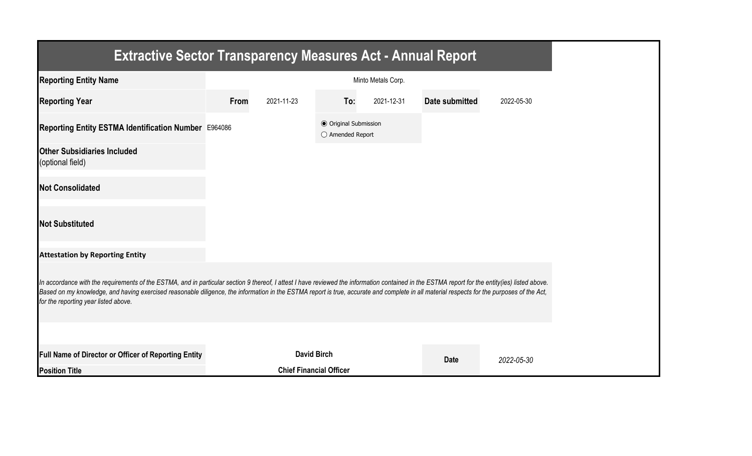# Extractive Sector Transparency Measures Act - Annual Report

| | | | | | | |
|---|---|---|---|---|---|---|
| **Reporting Entity Name** | Minto Metals Corp. | | | | | |
| **Reporting Year** | **From** | 2021-11-23 | **To:** | 2021-12-31 | **Date submitted** | 2022-05-30 |
| **Reporting Entity ESTMA Identification Number** | E964086 | | ◉ Original Submission ○ Amended Report | | | |
| **Other Subsidiaries Included** (optional field) | | | | | | |
| **Not Consolidated** | | | | | | |
| **Not Substituted** | | | | | | |

**Attestation by Reporting Entity**

*In accordance with the requirements of the ESTMA, and in particular section 9 thereof, I attest I have reviewed the information contained in the ESTMA report for the entity(ies) listed above. Based on my knowledge, and having exercised reasonable diligence, the information in the ESTMA report is true, accurate and complete in all material respects for the purposes of the Act, for the reporting year listed above.*

| | | | |
|---|---|---|---|
| **Full Name of Director or Officer of Reporting Entity** | **David Birch** | **Date** | *2022-05-30* |
| **Position Title** | **Chief Financial Officer** | | |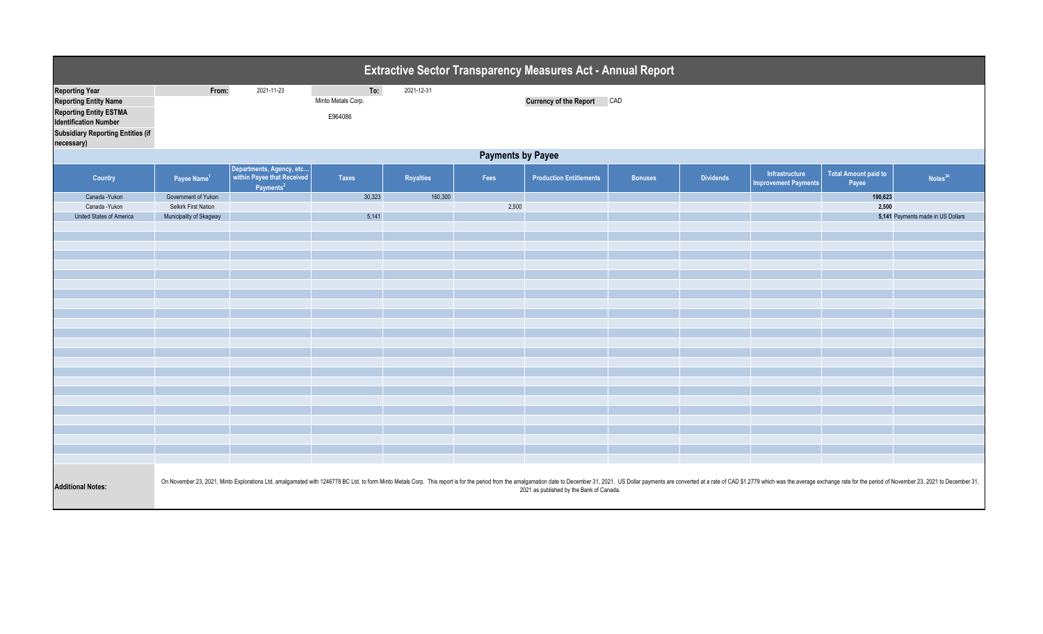# Extractive Sector Transparency Measures Act - Annual Report

| | | | | | |
|---|---|---|---|---|---|
| **Reporting Year** | From: | 2021-11-23 | To: | 2021-12-31 | |
| **Reporting Entity Name** | | | Minto Metals Corp. | | **Currency of the Report** CAD |
| **Reporting Entity ESTMA Identification Number** | | | E964086 | | |
| **Subsidiary Reporting Entities (if necessary)** | | | | | |

## Payments by Payee

| Country | Payee Name[1] | Departments, Agency, etc... within Payee that Received Payments[2] | Taxes | Royalties | Fees | Production Entitlements | Bonuses | Dividends | Infrastructure Improvement Payments | Total Amount paid to Payee | Notes[34] |
|---|---|---|---|---|---|---|---|---|---|---|---|
| Canada -Yukon | Government of Yukon | | 30,323 | 160,300 | | | | | | **190,623** | |
| Canada -Yukon | Selkirk First Nation | | | | 2,500 | | | | | **2,500** | |
| United States of America | Municipality of Skagway | | 5,141 | | | | | | | **5,141** | Payments made in US Dollars |

**Additional Notes:** On November 23, 2021, Minto Explorations Ltd. amalgamated with 1246778 BC Ltd. to form Minto Metals Corp. This report is for the period from the amalgamation date to December 31, 2021. US Dollar payments are converted at a rate of CAD $1.2779 which was the average exchange rate for the period of November 23, 2021 to December 31, 2021 as published by the Bank of Canada.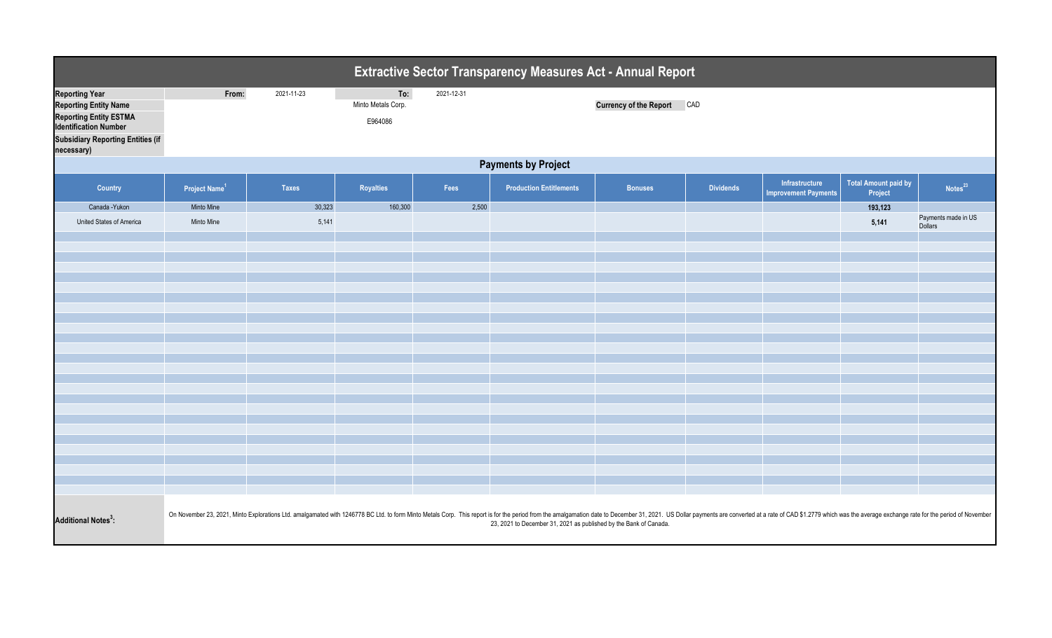# Extractive Sector Transparency Measures Act - Annual Report

| | | | | | |
|---|---|---|---|---|---|
| **Reporting Year** | **From:** | 2021-11-23 | **To:** | 2021-12-31 | |
| **Reporting Entity Name** | | Minto Metals Corp. | | **Currency of the Report** | CAD |
| **Reporting Entity ESTMA Identification Number** | | E964086 | | | |
| **Subsidiary Reporting Entities (if necessary)** | | | | | |

## Payments by Project

| Country | Project Name[1] | Taxes | Royalties | Fees | Production Entitlements | Bonuses | Dividends | Infrastructure Improvement Payments | Total Amount paid by Project | Notes[23] |
|---|---|---|---|---|---|---|---|---|---|---|
| Canada -Yukon | Minto Mine | 30,323 | 160,300 | 2,500 | | | | | **193,123** | |
| United States of America | Minto Mine | 5,141 | | | | | | | **5,141** | Payments made in US Dollars |

**Additional Notes[3]:** On November 23, 2021, Minto Explorations Ltd. amalgamated with 1246778 BC Ltd. to form Minto Metals Corp. This report is for the period from the amalgamation date to December 31, 2021. US Dollar payments are converted at a rate of CAD $1.2779 which was the average exchange rate for the period of November 23, 2021 to December 31, 2021 as published by the Bank of Canada.